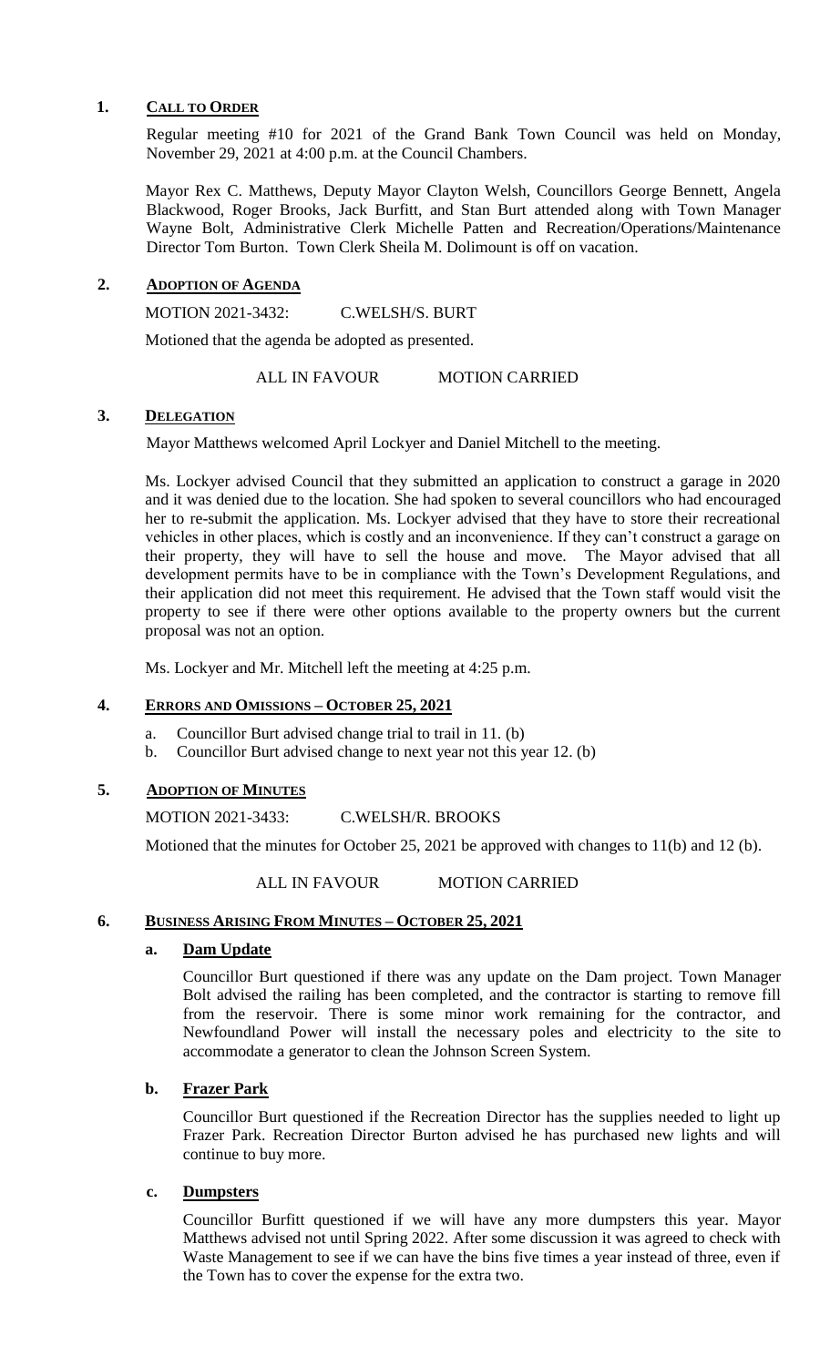## 1. CALL TO ORDER

Regular meeting #10 for 2021 of the Grand Bank Town Council was held on Monday, November 29, 2021 at 4:00 p.m. at the Council Chambers.

Mayor Rex C. Matthews, Deputy Mayor Clayton Welsh, Councillors George Bennett, Angela Blackwood, Roger Brooks, Jack Burfitt, and Stan Burt attended along with Town Manager Wayne Bolt, Administrative Clerk Michelle Patten and Recreation/Operations/Maintenance Director Tom Burton. Town Clerk Sheila M. Dolimount is off on vacation.

## 2. ADOPTION OF AGENDA

MOTION 2021-3432: C.WELSH/S. BURT

Motioned that the agenda be adopted as presented.

ALL IN FAVOUR MOTION CARRIED

## 3. DELEGATION

Mayor Matthews welcomed April Lockyer and Daniel Mitchell to the meeting.

Ms. Lockyer advised Council that they submitted an application to construct a garage in 2020 and it was denied due to the location. She had spoken to several councillors who had encouraged her to re-submit the application. Ms. Lockyer advised that they have to store their recreational vehicles in other places, which is costly and an inconvenience. If they can't construct a garage on their property, they will have to sell the house and move. The Mayor advised that all development permits have to be in compliance with the Town's Development Regulations, and their application did not meet this requirement. He advised that the Town staff would visit the property to see if there were other options available to the property owners but the current proposal was not an option.

Ms. Lockyer and Mr. Mitchell left the meeting at 4:25 p.m.

## 4. ERRORS AND OMISSIONS – OCTOBER 25, 2021

a. Councillor Burt advised change trial to trail in 11. (b)
b. Councillor Burt advised change to next year not this year 12. (b)

## 5. ADOPTION OF MINUTES

MOTION 2021-3433: C.WELSH/R. BROOKS

Motioned that the minutes for October 25, 2021 be approved with changes to 11(b) and 12 (b).

ALL IN FAVOUR MOTION CARRIED

## 6. BUSINESS ARISING FROM MINUTES – OCTOBER 25, 2021

### a. Dam Update

Councillor Burt questioned if there was any update on the Dam project. Town Manager Bolt advised the railing has been completed, and the contractor is starting to remove fill from the reservoir. There is some minor work remaining for the contractor, and Newfoundland Power will install the necessary poles and electricity to the site to accommodate a generator to clean the Johnson Screen System.

### b. Frazer Park

Councillor Burt questioned if the Recreation Director has the supplies needed to light up Frazer Park. Recreation Director Burton advised he has purchased new lights and will continue to buy more.

### c. Dumpsters

Councillor Burfitt questioned if we will have any more dumpsters this year. Mayor Matthews advised not until Spring 2022. After some discussion it was agreed to check with Waste Management to see if we can have the bins five times a year instead of three, even if the Town has to cover the expense for the extra two.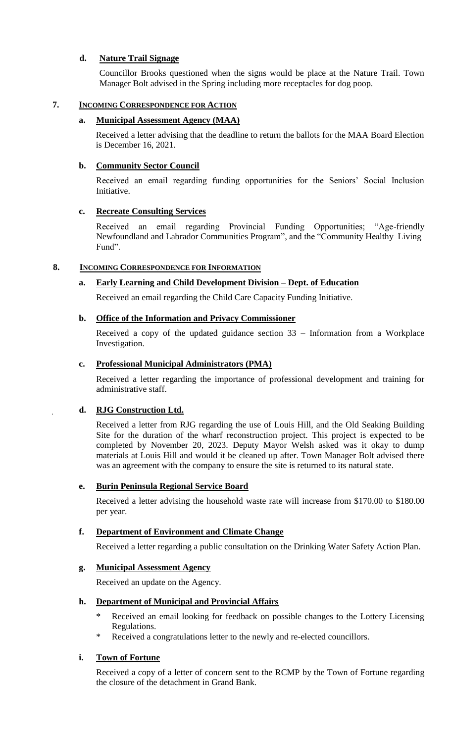### d. Nature Trail Signage

Councillor Brooks questioned when the signs would be place at the Nature Trail. Town Manager Bolt advised in the Spring including more receptacles for dog poop.

## 7. INCOMING CORRESPONDENCE FOR ACTION

### a. Municipal Assessment Agency (MAA)

Received a letter advising that the deadline to return the ballots for the MAA Board Election is December 16, 2021.

### b. Community Sector Council

Received an email regarding funding opportunities for the Seniors' Social Inclusion Initiative.

### c. Recreate Consulting Services

Received an email regarding Provincial Funding Opportunities; "Age-friendly Newfoundland and Labrador Communities Program", and the "Community Healthy Living Fund".

## 8. INCOMING CORRESPONDENCE FOR INFORMATION

### a. Early Learning and Child Development Division – Dept. of Education

Received an email regarding the Child Care Capacity Funding Initiative.

### b. Office of the Information and Privacy Commissioner

Received a copy of the updated guidance section 33 – Information from a Workplace Investigation.

### c. Professional Municipal Administrators (PMA)

Received a letter regarding the importance of professional development and training for administrative staff.

### d. RJG Construction Ltd.

Received a letter from RJG regarding the use of Louis Hill, and the Old Seaking Building Site for the duration of the wharf reconstruction project. This project is expected to be completed by November 20, 2023. Deputy Mayor Welsh asked was it okay to dump materials at Louis Hill and would it be cleaned up after. Town Manager Bolt advised there was an agreement with the company to ensure the site is returned to its natural state.

### e. Burin Peninsula Regional Service Board

Received a letter advising the household waste rate will increase from $170.00 to $180.00 per year.

### f. Department of Environment and Climate Change

Received a letter regarding a public consultation on the Drinking Water Safety Action Plan.

### g. Municipal Assessment Agency

Received an update on the Agency.

### h. Department of Municipal and Provincial Affairs

* Received an email looking for feedback on possible changes to the Lottery Licensing Regulations.
* Received a congratulations letter to the newly and re-elected councillors.

### i. Town of Fortune

Received a copy of a letter of concern sent to the RCMP by the Town of Fortune regarding the closure of the detachment in Grand Bank.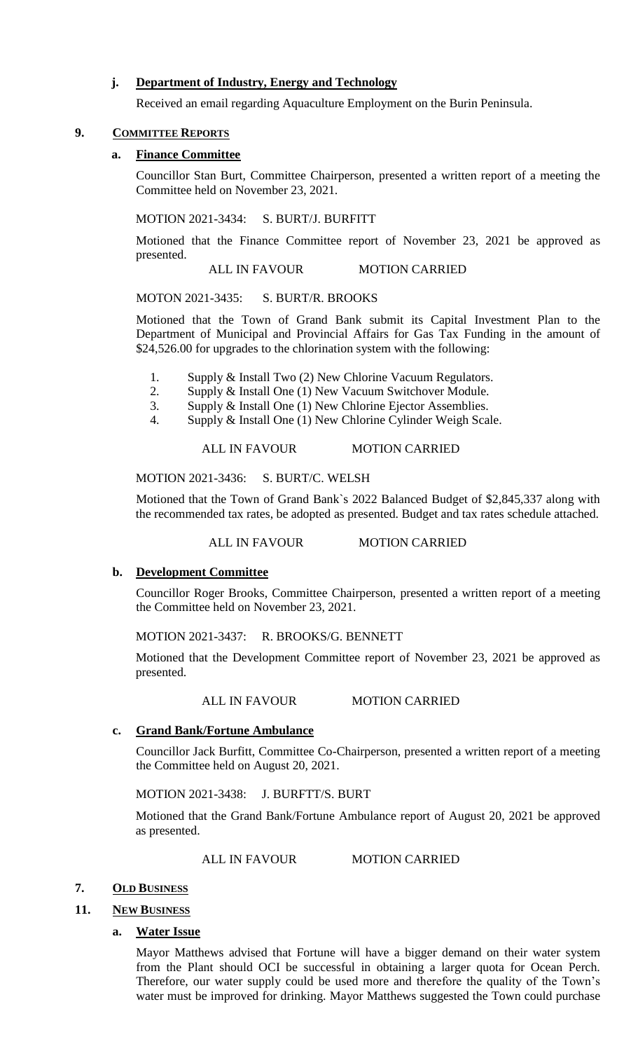### j. Department of Industry, Energy and Technology

Received an email regarding Aquaculture Employment on the Burin Peninsula.

## 9. COMMITTEE REPORTS

### a. Finance Committee

Councillor Stan Burt, Committee Chairperson, presented a written report of a meeting the Committee held on November 23, 2021.

MOTION 2021-3434: S. BURT/J. BURFITT

Motioned that the Finance Committee report of November 23, 2021 be approved as presented.

ALL IN FAVOUR MOTION CARRIED

MOTON 2021-3435: S. BURT/R. BROOKS

Motioned that the Town of Grand Bank submit its Capital Investment Plan to the Department of Municipal and Provincial Affairs for Gas Tax Funding in the amount of $24,526.00 for upgrades to the chlorination system with the following:

1. Supply & Install Two (2) New Chlorine Vacuum Regulators.
2. Supply & Install One (1) New Vacuum Switchover Module.
3. Supply & Install One (1) New Chlorine Ejector Assemblies.
4. Supply & Install One (1) New Chlorine Cylinder Weigh Scale.

ALL IN FAVOUR MOTION CARRIED

MOTION 2021-3436: S. BURT/C. WELSH

Motioned that the Town of Grand Bank`s 2022 Balanced Budget of $2,845,337 along with the recommended tax rates, be adopted as presented. Budget and tax rates schedule attached.

ALL IN FAVOUR MOTION CARRIED

### b. Development Committee

Councillor Roger Brooks, Committee Chairperson, presented a written report of a meeting the Committee held on November 23, 2021.

MOTION 2021-3437: R. BROOKS/G. BENNETT

Motioned that the Development Committee report of November 23, 2021 be approved as presented.

ALL IN FAVOUR MOTION CARRIED

### c. Grand Bank/Fortune Ambulance

Councillor Jack Burfitt, Committee Co-Chairperson, presented a written report of a meeting the Committee held on August 20, 2021.

MOTION 2021-3438: J. BURFTT/S. BURT

Motioned that the Grand Bank/Fortune Ambulance report of August 20, 2021 be approved as presented.

ALL IN FAVOUR MOTION CARRIED

## 7. OLD BUSINESS

## 11. NEW BUSINESS

### a. Water Issue

Mayor Matthews advised that Fortune will have a bigger demand on their water system from the Plant should OCI be successful in obtaining a larger quota for Ocean Perch. Therefore, our water supply could be used more and therefore the quality of the Town's water must be improved for drinking. Mayor Matthews suggested the Town could purchase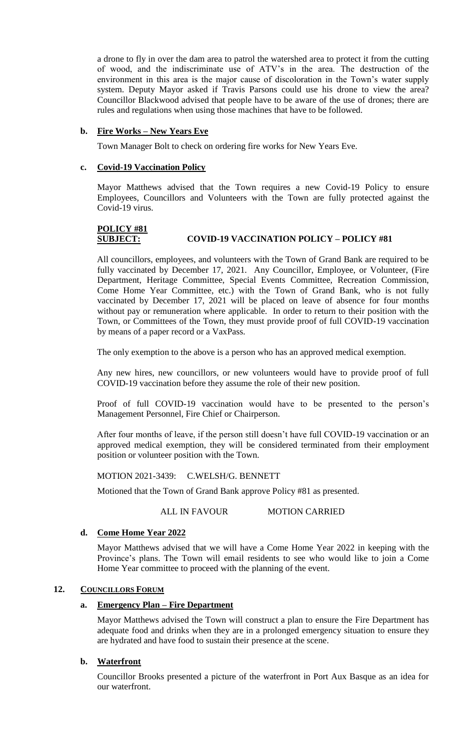a drone to fly in over the dam area to patrol the watershed area to protect it from the cutting of wood, and the indiscriminate use of ATV's in the area. The destruction of the environment in this area is the major cause of discoloration in the Town's water supply system. Deputy Mayor asked if Travis Parsons could use his drone to view the area? Councillor Blackwood advised that people have to be aware of the use of drones; there are rules and regulations when using those machines that have to be followed.

### b. Fire Works – New Years Eve

Town Manager Bolt to check on ordering fire works for New Years Eve.

### c. Covid-19 Vaccination Policy

Mayor Matthews advised that the Town requires a new Covid-19 Policy to ensure Employees, Councillors and Volunteers with the Town are fully protected against the Covid-19 virus.

**POLICY #81**
**SUBJECT: COVID-19 VACCINATION POLICY – POLICY #81**

All councillors, employees, and volunteers with the Town of Grand Bank are required to be fully vaccinated by December 17, 2021. Any Councillor, Employee, or Volunteer, (Fire Department, Heritage Committee, Special Events Committee, Recreation Commission, Come Home Year Committee, etc.) with the Town of Grand Bank, who is not fully vaccinated by December 17, 2021 will be placed on leave of absence for four months without pay or remuneration where applicable. In order to return to their position with the Town, or Committees of the Town, they must provide proof of full COVID-19 vaccination by means of a paper record or a VaxPass.

The only exemption to the above is a person who has an approved medical exemption.

Any new hires, new councillors, or new volunteers would have to provide proof of full COVID-19 vaccination before they assume the role of their new position.

Proof of full COVID-19 vaccination would have to be presented to the person's Management Personnel, Fire Chief or Chairperson.

After four months of leave, if the person still doesn't have full COVID-19 vaccination or an approved medical exemption, they will be considered terminated from their employment position or volunteer position with the Town.

MOTION 2021-3439: C.WELSH/G. BENNETT

Motioned that the Town of Grand Bank approve Policy #81 as presented.

ALL IN FAVOUR MOTION CARRIED

### d. Come Home Year 2022

Mayor Matthews advised that we will have a Come Home Year 2022 in keeping with the Province's plans. The Town will email residents to see who would like to join a Come Home Year committee to proceed with the planning of the event.

## 12. COUNCILLORS FORUM

### a. Emergency Plan – Fire Department

Mayor Matthews advised the Town will construct a plan to ensure the Fire Department has adequate food and drinks when they are in a prolonged emergency situation to ensure they are hydrated and have food to sustain their presence at the scene.

### b. Waterfront

Councillor Brooks presented a picture of the waterfront in Port Aux Basque as an idea for our waterfront.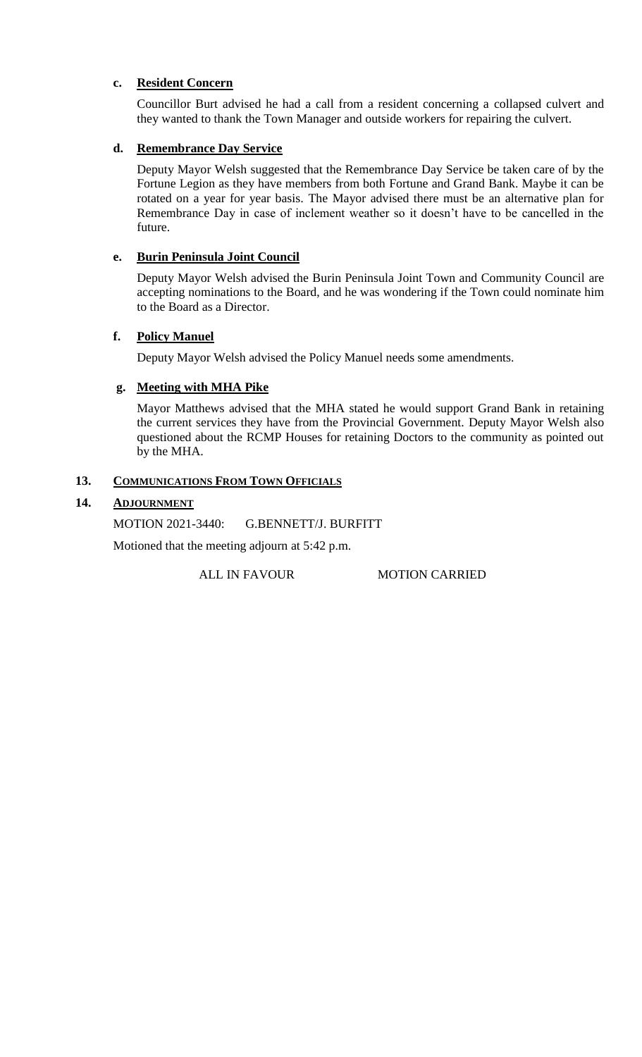**c. Resident Concern**

Councillor Burt advised he had a call from a resident concerning a collapsed culvert and they wanted to thank the Town Manager and outside workers for repairing the culvert.

**d. Remembrance Day Service**

Deputy Mayor Welsh suggested that the Remembrance Day Service be taken care of by the Fortune Legion as they have members from both Fortune and Grand Bank. Maybe it can be rotated on a year for year basis. The Mayor advised there must be an alternative plan for Remembrance Day in case of inclement weather so it doesn't have to be cancelled in the future.

**e. Burin Peninsula Joint Council**

Deputy Mayor Welsh advised the Burin Peninsula Joint Town and Community Council are accepting nominations to the Board, and he was wondering if the Town could nominate him to the Board as a Director.

**f. Policy Manuel**

Deputy Mayor Welsh advised the Policy Manuel needs some amendments.

**g. Meeting with MHA Pike**

Mayor Matthews advised that the MHA stated he would support Grand Bank in retaining the current services they have from the Provincial Government. Deputy Mayor Welsh also questioned about the RCMP Houses for retaining Doctors to the community as pointed out by the MHA.

## 13. COMMUNICATIONS FROM TOWN OFFICIALS

## 14. ADJOURNMENT

MOTION 2021-3440: G.BENNETT/J. BURFITT

Motioned that the meeting adjourn at 5:42 p.m.

ALL IN FAVOUR MOTION CARRIED